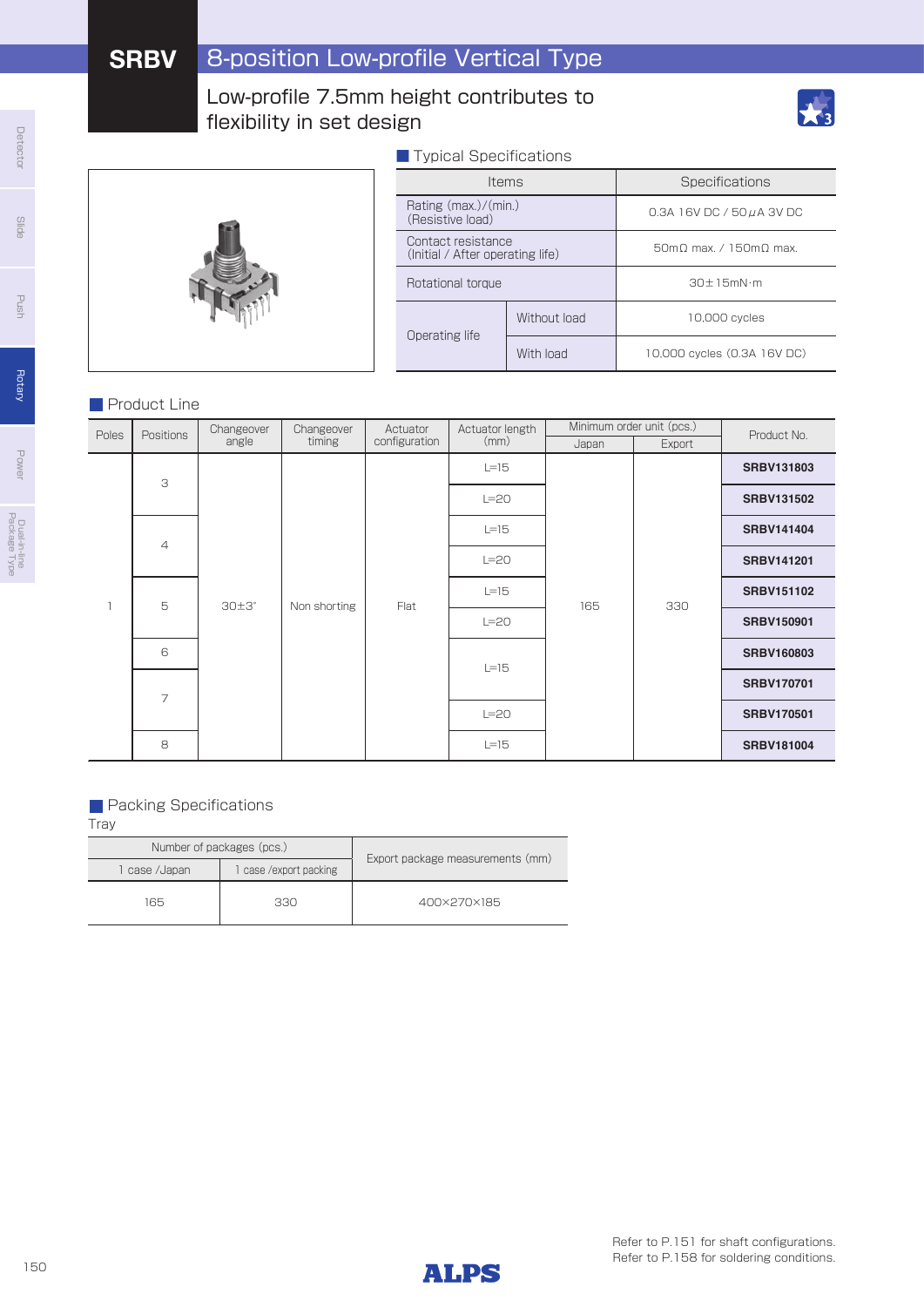# SRBV 8-position Low-profile Vertical Type

Low-profile 7.5mm height contributes to flexibility in set design

## Typical Specifications

| Items | | Specifications |
|---|---|---|
| Rating (max.)/(min.) (Resistive load) | | 0.3A 16V DC / 50μA 3V DC |
| Contact resistance (Initial / After operating life) | | 50mΩ max. / 150mΩ max. |
| Rotational torque | | 30±15mN·m |
| Operating life | Without load | 10,000 cycles |
| | With load | 10,000 cycles (0.3A 16V DC) |

## Product Line

| Poles | Positions | Changeover angle | Changeover timing | Actuator configuration | Actuator length (mm) | Minimum order unit (pcs.) | | Product No. |
|---|---|---|---|---|---|---|---|---|
| | | | | | | Japan | Export | |
| 1 | 3 | 30±3° | Non shorting | Flat | L=15 | 165 | 330 | **SRBV131803** |
| | | | | | L=20 | | | **SRBV131502** |
| | 4 | | | | L=15 | | | **SRBV141404** |
| | | | | | L=20 | | | **SRBV141201** |
| | 5 | | | | L=15 | | | **SRBV151102** |
| | | | | | L=20 | | | **SRBV150901** |
| | 6 | | | | L=15 | | | **SRBV160803** |
| | 7 | | | | | | | **SRBV170701** |
| | | | | | L=20 | | | **SRBV170501** |
| | 8 | | | | L=15 | | | **SRBV181004** |

## Packing Specifications

Tray

| Number of packages (pcs.) | | Export package measurements (mm) |
|---|---|---|
| 1 case /Japan | 1 case /export packing | |
| 165 | 330 | 400×270×185 |

Refer to P.151 for shaft configurations.
Refer to P.158 for soldering conditions.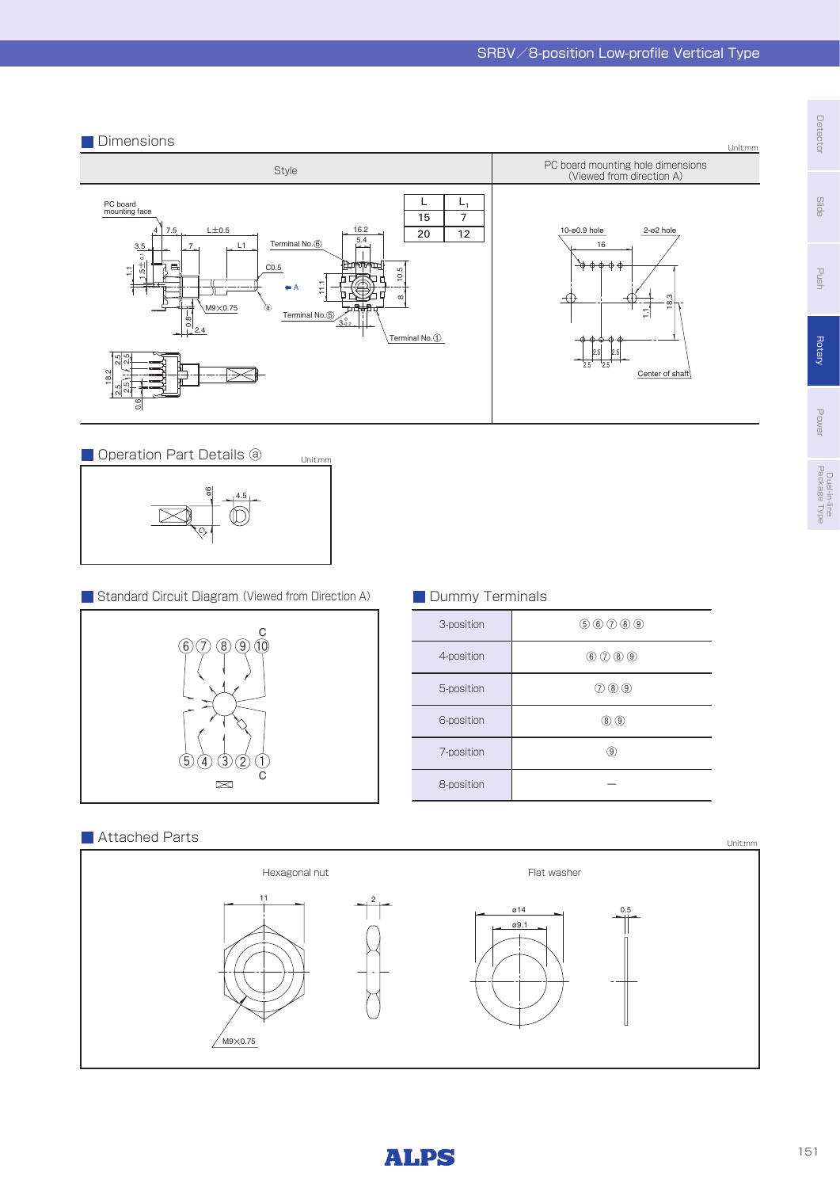## Dimensions

Unit:mm

| Style | PC board mounting hole dimensions (Viewed from direction A) |
|---|---|
| | |

| L | $L_1$ |
|---|---|
| 15 | 7 |
| 20 | 12 |

## Operation Part Details ⓐ

Unit:mm

## Standard Circuit Diagram (Viewed from Direction A)

## Dummy Terminals

| 3-position | ⑤ ⑥ ⑦ ⑧ ⑨ |
|---|---|
| 4-position | ⑥ ⑦ ⑧ ⑨ |
| 5-position | ⑦ ⑧ ⑨ |
| 6-position | ⑧ ⑨ |
| 7-position | ⑨ |
| 8-position | — |

## Attached Parts

Unit:mm

Hexagonal nut

Flat washer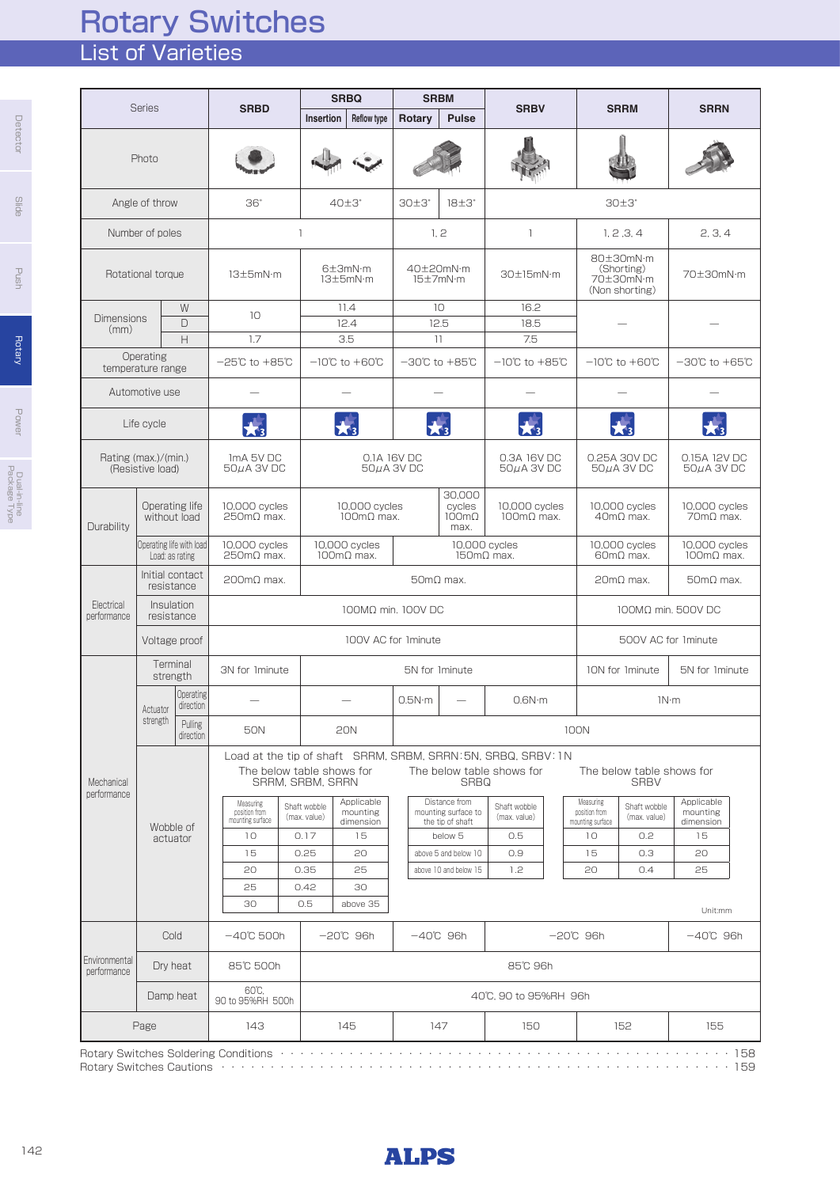# Rotary Switches

## List of Varieties

| Series | | | SRBD | SRBQ | | SRBM | | SRBV | SRRM | SRRN |
|---|---|---|---|---|---|---|---|---|---|---|
| | | | | Insertion | Reflow type | Rotary | Pulse | | | |
| Photo | | | | | | | | | | |
| Angle of throw | | | 36° | 40±3° | | 30±3° | 18±3° | 30±3° | | |
| Number of poles | | | 1 | | | 1, 2 | | 1 | 1, 2 ,3, 4 | 2, 3, 4 |
| Rotational torque | | | 13±5mN·m | 6±3mN·m<br>13±5mN·m | | 40±20mN·m<br>15±7mN·m | | 30±15mN·m | 80±30mN·m<br>(Shorting)<br>70±30mN·m<br>(Non shorting) | 70±30mN·m |
| Dimensions (mm) | W | | 10 | 11.4 | | 10 | | 16.2 | — | — |
| | D | | | 12.4 | | 12.5 | | 18.5 | | |
| | H | | 1.7 | 3.5 | | 11 | | 7.5 | | |
| Operating temperature range | | | −25℃ to +85℃ | −10℃ to +60℃ | | −30℃ to +85℃ | | −10℃ to +85℃ | −10℃ to +60℃ | −30℃ to +65℃ |
| Automotive use | | | — | — | | — | | — | — | — |
| Life cycle | | | ★3 | ★3 | | ★3 | | ★3 | ★3 | ★3 |
| Rating (max.)/(min.) (Resistive load) | | | 1mA 5V DC<br>50μA 3V DC | 0.1A 16V DC<br>50μA 3V DC | | | | 0.3A 16V DC<br>50μA 3V DC | 0.25A 30V DC<br>50μA 3V DC | 0.15A 12V DC<br>50μA 3V DC |
| Durability | Operating life without load | | 10,000 cycles<br>250mΩ max. | 10,000 cycles<br>100mΩ max. | | | 30,000 cycles<br>100mΩ max. | 10,000 cycles<br>100mΩ max. | 10,000 cycles<br>40mΩ max. | 10,000 cycles<br>70mΩ max. |
| | Operating life with load Load: as rating | | 10,000 cycles<br>250mΩ max. | 10,000 cycles<br>100mΩ max. | | 10,000 cycles<br>150mΩ max. | | | 10,000 cycles<br>60mΩ max. | 10,000 cycles<br>100mΩ max. |
| Electrical performance | Initial contact resistance | | 200mΩ max. | 50mΩ max. | | | | | 20mΩ max. | 50mΩ max. |
| | Insulation resistance | | 100MΩ min. 100V DC | | | | | | 100MΩ min. 500V DC | |
| | Voltage proof | | 100V AC for 1minute | | | | | | 500V AC for 1minute | |
| Mechanical performance | Terminal strength | | 3N for 1minute | 5N for 1minute | | | | | 10N for 1minute | 5N for 1minute |
| | Actuator strength | Operating direction | — | — | | 0.5N·m | — | 0.6N·m | 1N·m | |
| | | Pulling direction | 50N | 20N | | 100N | | | | |
| | Wobble of actuator | | Load at the tip of shaft SRRM, SRBM, SRRN: 5N, SRBQ, SRBV: 1N (see tables below) | | | | | | | |
| Environmental performance | Cold | | −40℃ 500h | −20℃ 96h | | −40℃ 96h | | −20℃ 96h | | −40℃ 96h |
| | Dry heat | | 85℃ 500h | 85℃ 96h | | | | | | |
| | Damp heat | | 60℃, 90 to 95%RH 500h | 40℃, 90 to 95%RH 96h | | | | | | |
| Page | | | 143 | 145 | | 147 | | 150 | 152 | 155 |

Wobble of actuator — Load at the tip of shaft SRRM, SRBM, SRRN: 5N, SRBQ, SRBV: 1N

The below table shows for SRRM, SRBM, SRRN

| Measuring position from mounting surface | Shaft wobble (max. value) | Applicable mounting dimension |
|---|---|---|
| 10 | 0.17 | 15 |
| 15 | 0.25 | 20 |
| 20 | 0.35 | 25 |
| 25 | 0.42 | 30 |
| 30 | 0.5 | above 35 |

The below table shows for SRBQ

| Distance from mounting surface to the tip of shaft | Shaft wobble (max. value) |
|---|---|
| below 5 | 0.5 |
| above 5 and below 10 | 0.9 |
| above 10 and below 15 | 1.2 |

The below table shows for SRBV

| Measuring position from mounting surface | Shaft wobble (max. value) | Applicable mounting dimension |
|---|---|---|
| 10 | 0.2 | 15 |
| 15 | 0.3 | 20 |
| 20 | 0.4 | 25 |

Unit:mm

Rotary Switches Soldering Conditions · · · · · · · · · · · · · · · · · · · · · · · · · · · · · · · · · · · · · · · · 158

Rotary Switches Cautions · · · · · · · · · · · · · · · · · · · · · · · · · · · · · · · · · · · · · · · · · · · · · · · 159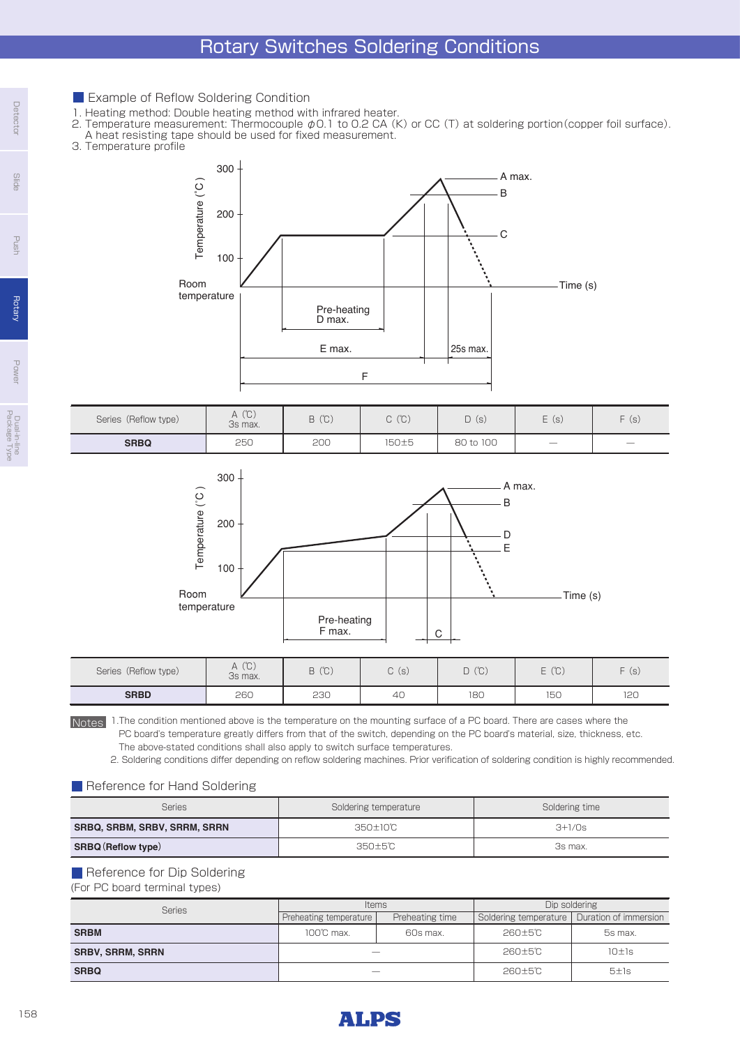# Rotary Switches Soldering Conditions

## Example of Reflow Soldering Condition

1. Heating method: Double heating method with infrared heater.
2. Temperature measurement: Thermocouple ϕ0.1 to 0.2 CA (K) or CC (T) at soldering portion(copper foil surface). A heat resisting tape should be used for fixed measurement.
3. Temperature profile

300
200
100
Room temperature
Temperature (°C)
A max.
B
C
Time (s)
Pre-heating D max.
E max.
25s max.
F

| Series (Reflow type) | A (℃) 3s max. | B (℃) | C (℃) | D (s) | E (s) | F (s) |
|---|---|---|---|---|---|---|
| **SRBQ** | 250 | 200 | 150±5 | 80 to 100 | — | — |

300
200
100
Room temperature
Temperature (°C)
A max.
B
D
E
Time (s)
Pre-heating F max.
C

| Series (Reflow type) | A (℃) 3s max. | B (℃) | C (s) | D (℃) | E (℃) | F (s) |
|---|---|---|---|---|---|---|
| **SRBD** | 260 | 230 | 40 | 180 | 150 | 120 |

Notes 1.The condition mentioned above is the temperature on the mounting surface of a PC board. There are cases where the PC board's temperature greatly differs from that of the switch, depending on the PC board's material, size, thickness, etc. The above-stated conditions shall also apply to switch surface temperatures.

2. Soldering conditions differ depending on reflow soldering machines. Prior verification of soldering condition is highly recommended.

## Reference for Hand Soldering

| Series | Soldering temperature | Soldering time |
|---|---|---|
| **SRBQ, SRBM, SRBV, SRRM, SRRN** | 350±10℃ | 3+1/0s |
| **SRBQ (Reflow type)** | 350±5℃ | 3s max. |

## Reference for Dip Soldering

(For PC board terminal types)

| Series | Items | | Dip soldering | |
|---|---|---|---|---|
| | Preheating temperature | Preheating time | Soldering temperature | Duration of immersion |
| **SRBM** | 100℃ max. | 60s max. | 260±5℃ | 5s max. |
| **SRBV, SRRM, SRRN** | — | | 260±5℃ | 10±1s |
| **SRBQ** | — | | 260±5℃ | 5±1s |